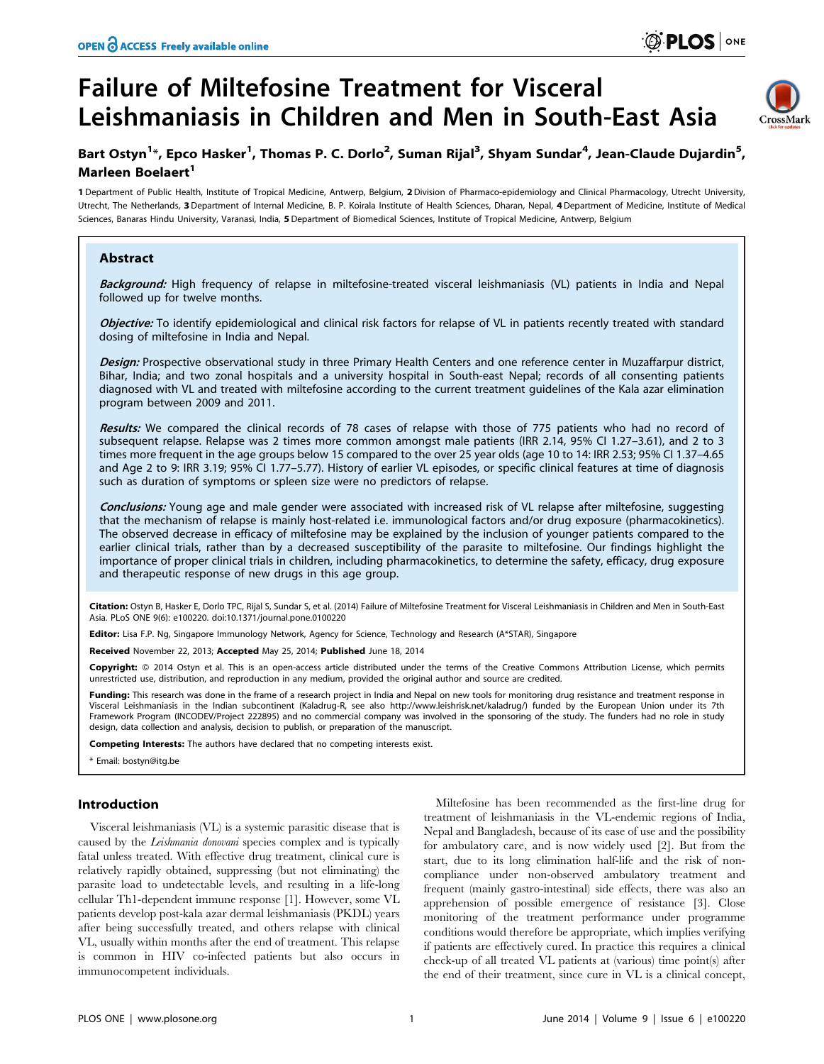# Failure of Miltefosine Treatment for Visceral Leishmaniasis in Children and Men in South-East Asia

**Bart Ostyn[1]*, Epco Hasker[1], Thomas P. C. Dorlo[2], Suman Rijal[3], Shyam Sundar[4], Jean-Claude Dujardin[5], Marleen Boelaert[1]**

**1** Department of Public Health, Institute of Tropical Medicine, Antwerp, Belgium, **2** Division of Pharmaco-epidemiology and Clinical Pharmacology, Utrecht University, Utrecht, The Netherlands, **3** Department of Internal Medicine, B. P. Koirala Institute of Health Sciences, Dharan, Nepal, **4** Department of Medicine, Institute of Medical Sciences, Banaras Hindu University, Varanasi, India, **5** Department of Biomedical Sciences, Institute of Tropical Medicine, Antwerp, Belgium

## Abstract

***Background:*** High frequency of relapse in miltefosine-treated visceral leishmaniasis (VL) patients in India and Nepal followed up for twelve months.

***Objective:*** To identify epidemiological and clinical risk factors for relapse of VL in patients recently treated with standard dosing of miltefosine in India and Nepal.

***Design:*** Prospective observational study in three Primary Health Centers and one reference center in Muzaffarpur district, Bihar, India; and two zonal hospitals and a university hospital in South-east Nepal; records of all consenting patients diagnosed with VL and treated with miltefosine according to the current treatment guidelines of the Kala azar elimination program between 2009 and 2011.

***Results:*** We compared the clinical records of 78 cases of relapse with those of 775 patients who had no record of subsequent relapse. Relapse was 2 times more common amongst male patients (IRR 2.14, 95% CI 1.27–3.61), and 2 to 3 times more frequent in the age groups below 15 compared to the over 25 year olds (age 10 to 14: IRR 2.53; 95% CI 1.37–4.65 and Age 2 to 9: IRR 3.19; 95% CI 1.77–5.77). History of earlier VL episodes, or specific clinical features at time of diagnosis such as duration of symptoms or spleen size were no predictors of relapse.

***Conclusions:*** Young age and male gender were associated with increased risk of VL relapse after miltefosine, suggesting that the mechanism of relapse is mainly host-related i.e. immunological factors and/or drug exposure (pharmacokinetics). The observed decrease in efficacy of miltefosine may be explained by the inclusion of younger patients compared to the earlier clinical trials, rather than by a decreased susceptibility of the parasite to miltefosine. Our findings highlight the importance of proper clinical trials in children, including pharmacokinetics, to determine the safety, efficacy, drug exposure and therapeutic response of new drugs in this age group.

**Citation:** Ostyn B, Hasker E, Dorlo TPC, Rijal S, Sundar S, et al. (2014) Failure of Miltefosine Treatment for Visceral Leishmaniasis in Children and Men in South-East Asia. PLoS ONE 9(6): e100220. doi:10.1371/journal.pone.0100220

**Editor:** Lisa F.P. Ng, Singapore Immunology Network, Agency for Science, Technology and Research (A*STAR), Singapore

**Received** November 22, 2013; **Accepted** May 25, 2014; **Published** June 18, 2014

**Copyright:** © 2014 Ostyn et al. This is an open-access article distributed under the terms of the Creative Commons Attribution License, which permits unrestricted use, distribution, and reproduction in any medium, provided the original author and source are credited.

**Funding:** This research was done in the frame of a research project in India and Nepal on new tools for monitoring drug resistance and treatment response in Visceral Leishmaniasis in the Indian subcontinent (Kaladrug-R, see also http://www.leishrisk.net/kaladrug/) funded by the European Union under its 7th Framework Program (INCODEV/Project 222895) and no commercial company was involved in the sponsoring of the study. The funders had no role in study design, data collection and analysis, decision to publish, or preparation of the manuscript.

**Competing Interests:** The authors have declared that no competing interests exist.

* Email: bostyn@itg.be

## Introduction

Visceral leishmaniasis (VL) is a systemic parasitic disease that is caused by the *Leishmania donovani* species complex and is typically fatal unless treated. With effective drug treatment, clinical cure is relatively rapidly obtained, suppressing (but not eliminating) the parasite load to undetectable levels, and resulting in a life-long cellular Th1-dependent immune response [1]. However, some VL patients develop post-kala azar dermal leishmaniasis (PKDL) years after being successfully treated, and others relapse with clinical VL, usually within months after the end of treatment. This relapse is common in HIV co-infected patients but also occurs in immunocompetent individuals.

Miltefosine has been recommended as the first-line drug for treatment of leishmaniasis in the VL-endemic regions of India, Nepal and Bangladesh, because of its ease of use and the possibility for ambulatory care, and is now widely used [2]. But from the start, due to its long elimination half-life and the risk of non-compliance under non-observed ambulatory treatment and frequent (mainly gastro-intestinal) side effects, there was also an apprehension of possible emergence of resistance [3]. Close monitoring of the treatment performance under programme conditions would therefore be appropriate, which implies verifying if patients are effectively cured. In practice this requires a clinical check-up of all treated VL patients at (various) time point(s) after the end of their treatment, since cure in VL is a clinical concept,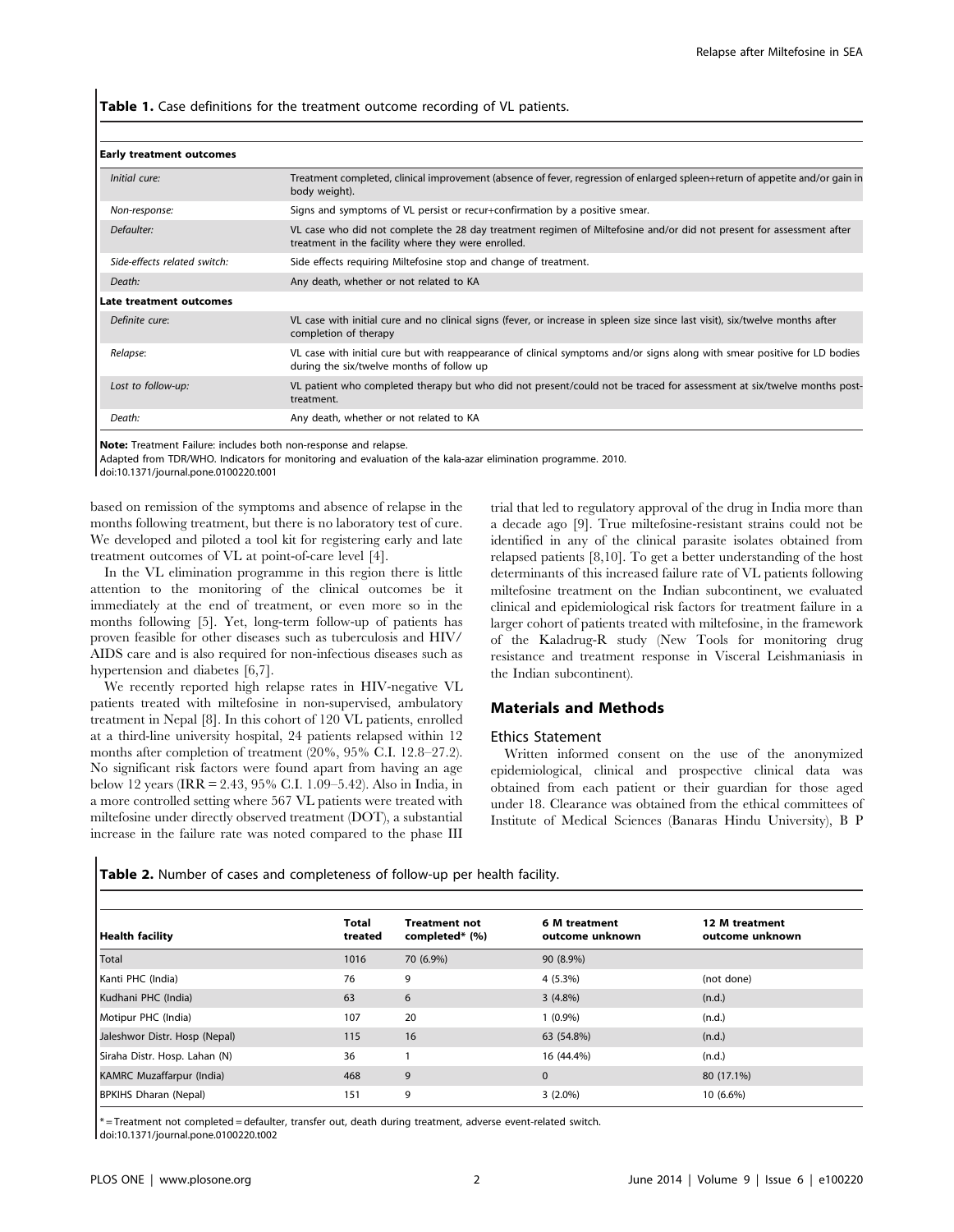**Table 1.** Case definitions for the treatment outcome recording of VL patients.

| | |
|---|---|
| **Early treatment outcomes** | |
| *Initial cure:* | Treatment completed, clinical improvement (absence of fever, regression of enlarged spleen+return of appetite and/or gain in body weight). |
| *Non-response:* | Signs and symptoms of VL persist or recur+confirmation by a positive smear. |
| *Defaulter:* | VL case who did not complete the 28 day treatment regimen of Miltefosine and/or did not present for assessment after treatment in the facility where they were enrolled. |
| *Side-effects related switch:* | Side effects requiring Miltefosine stop and change of treatment. |
| *Death:* | Any death, whether or not related to KA |
| **Late treatment outcomes** | |
| *Definite cure:* | VL case with initial cure and no clinical signs (fever, or increase in spleen size since last visit), six/twelve months after completion of therapy |
| *Relapse:* | VL case with initial cure but with reappearance of clinical symptoms and/or signs along with smear positive for LD bodies during the six/twelve months of follow up |
| *Lost to follow-up:* | VL patient who completed therapy but who did not present/could not be traced for assessment at six/twelve months post-treatment. |
| *Death:* | Any death, whether or not related to KA |

**Note:** Treatment Failure: includes both non-response and relapse.
Adapted from TDR/WHO. Indicators for monitoring and evaluation of the kala-azar elimination programme. 2010.
doi:10.1371/journal.pone.0100220.t001

based on remission of the symptoms and absence of relapse in the months following treatment, but there is no laboratory test of cure. We developed and piloted a tool kit for registering early and late treatment outcomes of VL at point-of-care level [4].

In the VL elimination programme in this region there is little attention to the monitoring of the clinical outcomes be it immediately at the end of treatment, or even more so in the months following [5]. Yet, long-term follow-up of patients has proven feasible for other diseases such as tuberculosis and HIV/AIDS care and is also required for non-infectious diseases such as hypertension and diabetes [6,7].

We recently reported high relapse rates in HIV-negative VL patients treated with miltefosine in non-supervised, ambulatory treatment in Nepal [8]. In this cohort of 120 VL patients, enrolled at a third-line university hospital, 24 patients relapsed within 12 months after completion of treatment (20%, 95% C.I. 12.8–27.2). No significant risk factors were found apart from having an age below 12 years (IRR = 2.43, 95% C.I. 1.09–5.42). Also in India, in a more controlled setting where 567 VL patients were treated with miltefosine under directly observed treatment (DOT), a substantial increase in the failure rate was noted compared to the phase III trial that led to regulatory approval of the drug in India more than a decade ago [9]. True miltefosine-resistant strains could not be identified in any of the clinical parasite isolates obtained from relapsed patients [8,10]. To get a better understanding of the host determinants of this increased failure rate of VL patients following miltefosine treatment on the Indian subcontinent, we evaluated clinical and epidemiological risk factors for treatment failure in a larger cohort of patients treated with miltefosine, in the framework of the Kaladrug-R study (New Tools for monitoring drug resistance and treatment response in Visceral Leishmaniasis in the Indian subcontinent).

## Materials and Methods

### Ethics Statement

Written informed consent on the use of the anonymized epidemiological, clinical and prospective clinical data was obtained from each patient or their guardian for those aged under 18. Clearance was obtained from the ethical committees of Institute of Medical Sciences (Banaras Hindu University), B P

**Table 2.** Number of cases and completeness of follow-up per health facility.

| Health facility | Total treated | Treatment not completed* (%) | 6 M treatment outcome unknown | 12 M treatment outcome unknown |
|---|---|---|---|---|
| Total | 1016 | 70 (6.9%) | 90 (8.9%) | |
| Kanti PHC (India) | 76 | 9 | 4 (5.3%) | (not done) |
| Kudhani PHC (India) | 63 | 6 | 3 (4.8%) | (n.d.) |
| Motipur PHC (India) | 107 | 20 | 1 (0.9%) | (n.d.) |
| Jaleshwor Distr. Hosp (Nepal) | 115 | 16 | 63 (54.8%) | (n.d.) |
| Siraha Distr. Hosp. Lahan (N) | 36 | 1 | 16 (44.4%) | (n.d.) |
| KAMRC Muzaffarpur (India) | 468 | 9 | 0 | 80 (17.1%) |
| BPKIHS Dharan (Nepal) | 151 | 9 | 3 (2.0%) | 10 (6.6%) |

* = Treatment not completed = defaulter, transfer out, death during treatment, adverse event-related switch.
doi:10.1371/journal.pone.0100220.t002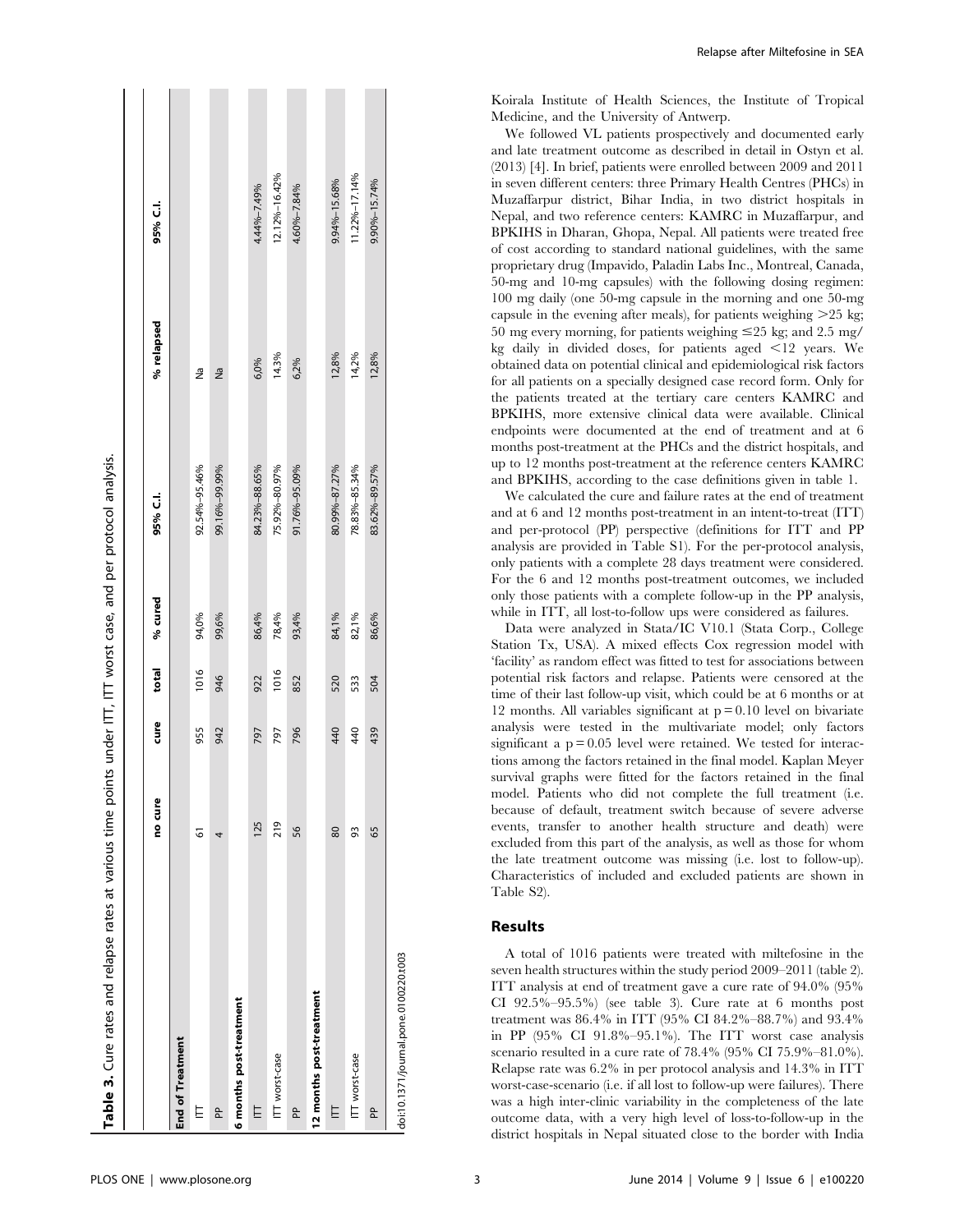**Table 3.** Cure rates and relapse rates at various time points under ITT, ITT worst case, and per protocol analysis.

| | no cure | cure | total | % cured | 95% C.I. | % relapsed | 95% C.I. |
|---|---|---|---|---|---|---|---|
| **End of Treatment** | | | | | | | |
| ITT | 61 | 955 | 1016 | 94,0% | 92.54%–95.46% | Na | |
| PP | 4 | 942 | 946 | 99,6% | 99.16%–99.99% | Na | |
| **6 months post-treatment** | | | | | | | |
| ITT | 125 | 797 | 922 | 86,4% | 84.23%–88.65% | 6,0% | 4.44%–7.49% |
| ITT worst-case | 219 | 797 | 1016 | 78,4% | 75.92%–80.97% | 14,3% | 12.12%–16.42% |
| PP | 56 | 796 | 852 | 93,4% | 91.76%–95.09% | 6,2% | 4.60%–7.84% |
| **12 months post-treatment** | | | | | | | |
| ITT | 80 | 440 | 520 | 84,1% | 80.99%–87.27% | 12,8% | 9.94%–15.68% |
| ITT worst-case | 93 | 440 | 533 | 82,1% | 78.83%–85.34% | 14,2% | 11.22%–17.14% |
| PP | 65 | 439 | 504 | 86,6% | 83.62%–89.57% | 12,8% | 9.90%–15.74% |

doi:10.1371/journal.pone.0100220.t003

Koirala Institute of Health Sciences, the Institute of Tropical Medicine, and the University of Antwerp.

We followed VL patients prospectively and documented early and late treatment outcome as described in detail in Ostyn et al. (2013) [4]. In brief, patients were enrolled between 2009 and 2011 in seven different centers: three Primary Health Centres (PHCs) in Muzaffarpur district, Bihar India, in two district hospitals in Nepal, and two reference centers: KAMRC in Muzaffarpur, and BPKIHS in Dharan, Ghopa, Nepal. All patients were treated free of cost according to standard national guidelines, with the same proprietary drug (Impavido, Paladin Labs Inc., Montreal, Canada, 50-mg and 10-mg capsules) with the following dosing regimen: 100 mg daily (one 50-mg capsule in the morning and one 50-mg capsule in the evening after meals), for patients weighing >25 kg; 50 mg every morning, for patients weighing ≤25 kg; and 2.5 mg/kg daily in divided doses, for patients aged <12 years. We obtained data on potential clinical and epidemiological risk factors for all patients on a specially designed case record form. Only for the patients treated at the tertiary care centers KAMRC and BPKIHS, more extensive clinical data were available. Clinical endpoints were documented at the end of treatment and at 6 months post-treatment at the PHCs and the district hospitals, and up to 12 months post-treatment at the reference centers KAMRC and BPKIHS, according to the case definitions given in table 1.

We calculated the cure and failure rates at the end of treatment and at 6 and 12 months post-treatment in an intent-to-treat (ITT) and per-protocol (PP) perspective (definitions for ITT and PP analysis are provided in Table S1). For the per-protocol analysis, only patients with a complete 28 days treatment were considered. For the 6 and 12 months post-treatment outcomes, we included only those patients with a complete follow-up in the PP analysis, while in ITT, all lost-to-follow ups were considered as failures.

Data were analyzed in Stata/IC V10.1 (Stata Corp., College Station Tx, USA). A mixed effects Cox regression model with 'facility' as random effect was fitted to test for associations between potential risk factors and relapse. Patients were censored at the time of their last follow-up visit, which could be at 6 months or at 12 months. All variables significant at $p = 0.10$ level on bivariate analysis were tested in the multivariate model; only factors significant a $p = 0.05$ level were retained. We tested for interactions among the factors retained in the final model. Kaplan Meyer survival graphs were fitted for the factors retained in the final model. Patients who did not complete the full treatment (i.e. because of default, treatment switch because of severe adverse events, transfer to another health structure and death) were excluded from this part of the analysis, as well as those for whom the late treatment outcome was missing (i.e. lost to follow-up). Characteristics of included and excluded patients are shown in Table S2).

## Results

A total of 1016 patients were treated with miltefosine in the seven health structures within the study period 2009–2011 (table 2). ITT analysis at end of treatment gave a cure rate of 94.0% (95% CI 92.5%–95.5%) (see table 3). Cure rate at 6 months post treatment was 86.4% in ITT (95% CI 84.2%–88.7%) and 93.4% in PP (95% CI 91.8%–95.1%). The ITT worst case analysis scenario resulted in a cure rate of 78.4% (95% CI 75.9%–81.0%). Relapse rate was 6.2% in per protocol analysis and 14.3% in ITT worst-case-scenario (i.e. if all lost to follow-up were failures). There was a high inter-clinic variability in the completeness of the late outcome data, with a very high level of loss-to-follow-up in the district hospitals in Nepal situated close to the border with India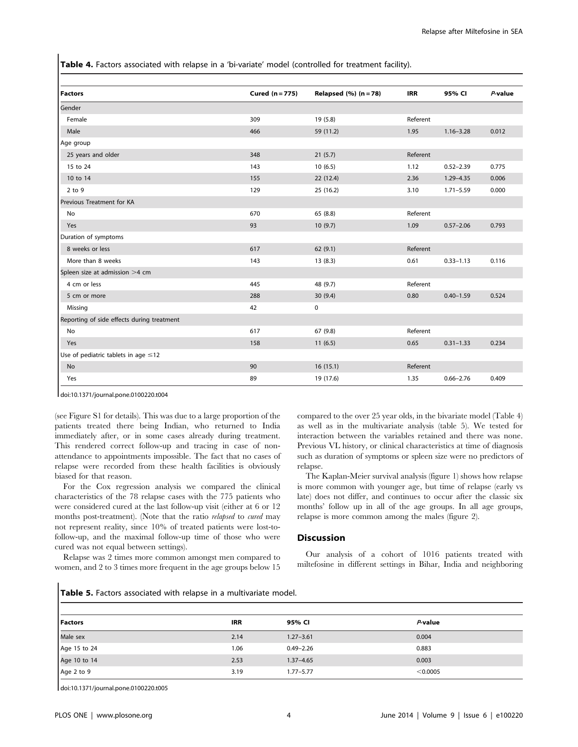**Table 4.** Factors associated with relapse in a 'bi-variate' model (controlled for treatment facility).

| Factors | Cured (n = 775) | Relapsed (%) (n = 78) | IRR | 95% CI | *P*-value |
|---|---|---|---|---|---|
| Gender | | | | | |
| Female | 309 | 19 (5.8) | Referent | | |
| Male | 466 | 59 (11.2) | 1.95 | 1.16–3.28 | 0.012 |
| Age group | | | | | |
| 25 years and older | 348 | 21 (5.7) | Referent | | |
| 15 to 24 | 143 | 10 (6.5) | 1.12 | 0.52–2.39 | 0.775 |
| 10 to 14 | 155 | 22 (12.4) | 2.36 | 1.29–4.35 | 0.006 |
| 2 to 9 | 129 | 25 (16.2) | 3.10 | 1.71–5.59 | 0.000 |
| Previous Treatment for KA | | | | | |
| No | 670 | 65 (8.8) | Referent | | |
| Yes | 93 | 10 (9.7) | 1.09 | 0.57–2.06 | 0.793 |
| Duration of symptoms | | | | | |
| 8 weeks or less | 617 | 62 (9.1) | Referent | | |
| More than 8 weeks | 143 | 13 (8.3) | 0.61 | 0.33–1.13 | 0.116 |
| Spleen size at admission >4 cm | | | | | |
| 4 cm or less | 445 | 48 (9.7) | Referent | | |
| 5 cm or more | 288 | 30 (9.4) | 0.80 | 0.40–1.59 | 0.524 |
| Missing | 42 | 0 | | | |
| Reporting of side effects during treatment | | | | | |
| No | 617 | 67 (9.8) | Referent | | |
| Yes | 158 | 11 (6.5) | 0.65 | 0.31–1.33 | 0.234 |
| Use of pediatric tablets in age ≤12 | | | | | |
| No | 90 | 16 (15.1) | Referent | | |
| Yes | 89 | 19 (17.6) | 1.35 | 0.66–2.76 | 0.409 |

doi:10.1371/journal.pone.0100220.t004

(see Figure S1 for details). This was due to a large proportion of the patients treated there being Indian, who returned to India immediately after, or in some cases already during treatment. This rendered correct follow-up and tracing in case of non-attendance to appointments impossible. The fact that no cases of relapse were recorded from these health facilities is obviously biased for that reason.

For the Cox regression analysis we compared the clinical characteristics of the 78 relapse cases with the 775 patients who were considered cured at the last follow-up visit (either at 6 or 12 months post-treatment). (Note that the ratio *relapsed* to *cured* may not represent reality, since 10% of treated patients were lost-to-follow-up, and the maximal follow-up time of those who were cured was not equal between settings).

Relapse was 2 times more common amongst men compared to women, and 2 to 3 times more frequent in the age groups below 15 compared to the over 25 year olds, in the bivariate model (Table 4) as well as in the multivariate analysis (table 5). We tested for interaction between the variables retained and there was none. Previous VL history, or clinical characteristics at time of diagnosis such as duration of symptoms or spleen size were no predictors of relapse.

The Kaplan-Meier survival analysis (figure 1) shows how relapse is more common with younger age, but time of relapse (early vs late) does not differ, and continues to occur after the classic six months' follow up in all of the age groups. In all age groups, relapse is more common among the males (figure 2).

## Discussion

Our analysis of a cohort of 1016 patients treated with miltefosine in different settings in Bihar, India and neighboring

**Table 5.** Factors associated with relapse in a multivariate model.

| Factors | IRR | 95% CI | *P*-value |
|---|---|---|---|
| Male sex | 2.14 | 1.27–3.61 | 0.004 |
| Age 15 to 24 | 1.06 | 0.49–2.26 | 0.883 |
| Age 10 to 14 | 2.53 | 1.37–4.65 | 0.003 |
| Age 2 to 9 | 3.19 | 1.77–5.77 | <0.0005 |

doi:10.1371/journal.pone.0100220.t005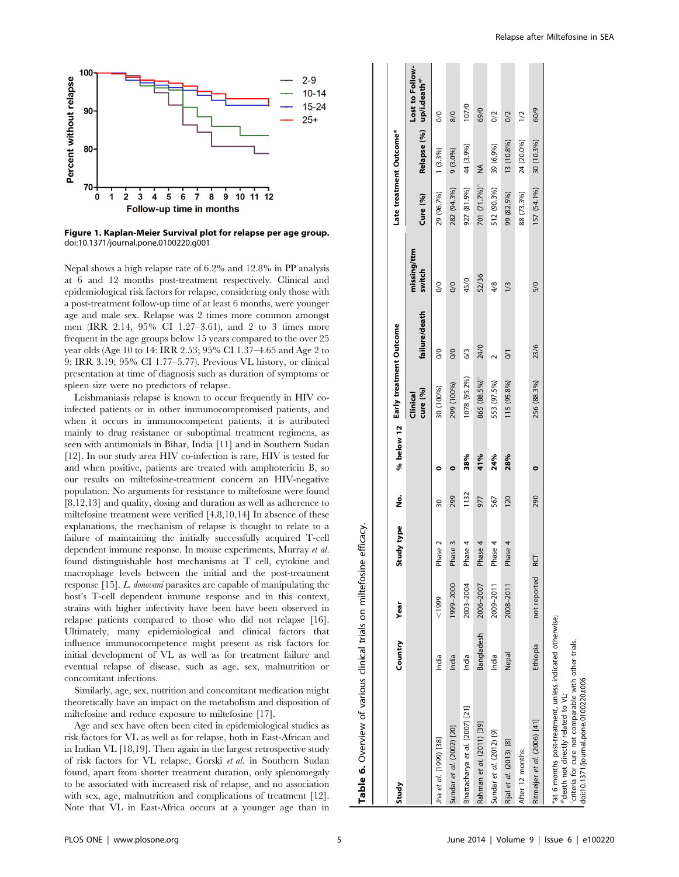**Figure 1. Kaplan-Meier Survival plot for relapse per age group.**
doi:10.1371/journal.pone.0100220.g001

Nepal shows a high relapse rate of 6.2% and 12.8% in PP analysis at 6 and 12 months post-treatment respectively. Clinical and epidemiological risk factors for relapse, considering only those with a post-treatment follow-up time of at least 6 months, were younger age and male sex. Relapse was 2 times more common amongst men (IRR 2.14, 95% CI 1.27–3.61), and 2 to 3 times more frequent in the age groups below 15 years compared to the over 25 year olds (Age 10 to 14: IRR 2.53; 95% CI 1.37–4.65 and Age 2 to 9: IRR 3.19; 95% CI 1.77–5.77). Previous VL history, or clinical presentation at time of diagnosis such as duration of symptoms or spleen size were no predictors of relapse.

Leishmaniasis relapse is known to occur frequently in HIV co-infected patients or in other immunocompromised patients, and when it occurs in immunocompetent patients, it is attributed mainly to drug resistance or suboptimal treatment regimens, as seen with antimonials in Bihar, India [11] and in Southern Sudan [12]. In our study area HIV co-infection is rare, HIV is tested for and when positive, patients are treated with amphotericin B, so our results on miltefosine-treatment concern an HIV-negative population. No arguments for resistance to miltefosine were found [8,12,13] and quality, dosing and duration as well as adherence to miltefosine treatment were verified [4,8,10,14] In absence of these explanations, the mechanism of relapse is thought to relate to a failure of maintaining the initially successfully acquired T-cell dependent immune response. In mouse experiments, Murray *et al.* found distinguishable host mechanisms at T cell, cytokine and macrophage levels between the initial and the post-treatment response [15]. *L. donovani* parasites are capable of manipulating the host's T-cell dependent immune response and in this context, strains with higher infectivity have been have been observed in relapse patients compared to those who did not relapse [16]. Ultimately, many epidemiological and clinical factors that influence immunocompetence might present as risk factors for initial development of VL as well as for treatment failure and eventual relapse of disease, such as age, sex, malnutrition or concomitant infections.

Similarly, age, sex, nutrition and concomitant medication might theoretically have an impact on the metabolism and disposition of miltefosine and reduce exposure to miltefosine [17].

Age and sex have often been cited in epidemiological studies as risk factors for VL as well as for relapse, both in East-African and in Indian VL [18,19]. Then again in the largest retrospective study of risk factors for VL relapse, Gorski *et al.* in Southern Sudan found, apart from shorter treatment duration, only splenomegaly to be associated with increased risk of relapse, and no association with sex, age, malnutrition and complications of treatment [12]. Note that VL in East-Africa occurs at a younger age than in

**Table 6.** Overview of various clinical trials on miltefosine efficacy.

| Study | Country | Year | Study type | No. | % below 12 | Early treatment Outcome | | | Late treatment Outcome* | | |
|---|---|---|---|---|---|---|---|---|---|---|---|
| | | | | | | Clinical cure (%) | failure/death | missing/ttm switch | Cure (%) | Relapse (%) | Lost to Follow-up/i.death# |
| Jha *et al.* (1999) [38] | India | <1999 | Phase 2 | 30 | **0** | 30 (100%) | 0/0 | 0/0 | 29 (96.7%) | 1 (3.3%) | 0/0 |
| Sundar *et al.* (2002) [20] | India | 1999–2000 | Phase 3 | 299 | **0** | 299 (100%) | 0/0 | 0/0 | 282 (94.3%) | 9 (3.0%) | 8/0 |
| Bhattacharya *et al.* (2007) [21] | India | 2003–2004 | Phase 4 | 1132 | **38%** | 1078 (95.2%) | 6/3 | 45/0 | 927 (81.9%) | 44 (3.9%) | 107/0 |
| Rahman *et al.* (2011) [39] | Bangladesh | 2006–2007 | Phase 4 | 977 | **41%** | 865 (88.5%)° | 24/0 | 52/36 | 701 (71.7%)° | NA | 69/0 |
| Sundar *et al.* (2012) [9] | India | 2009–2011 | Phase 4 | 567 | **24%** | 553 (97.5%) | 2 | 4/8 | 512 (90.3%) | 39 (6.9%) | 0/2 |
| Rijal *et al.* (2013) [8] | Nepal | 2008–2011 | Phase 4 | 120 | **28%** | 115 (95.8%) | 0/1 | 1/3 | 99 (82.5%) | 13 (10.8%) | 0/2 |
| After 12 months: | | | | | | | | | 88 (73.3%) | 24 (20.0%) | 1/2 |
| Ritmeijer *et al.* (2006) [41] | Ethiopia | not reported | RCT | 290 | **0** | 256 (88.3%) | 23/6 | 5/0 | 157 (54.1%) | 30 (10.3%) | 60/9 |

*at 6 months post-treatment, unless indicated otherwise;
#death not directly related to VL;
°criteria for cure not comparable with other trials.
doi:10.1371/journal.pone.0100220.t006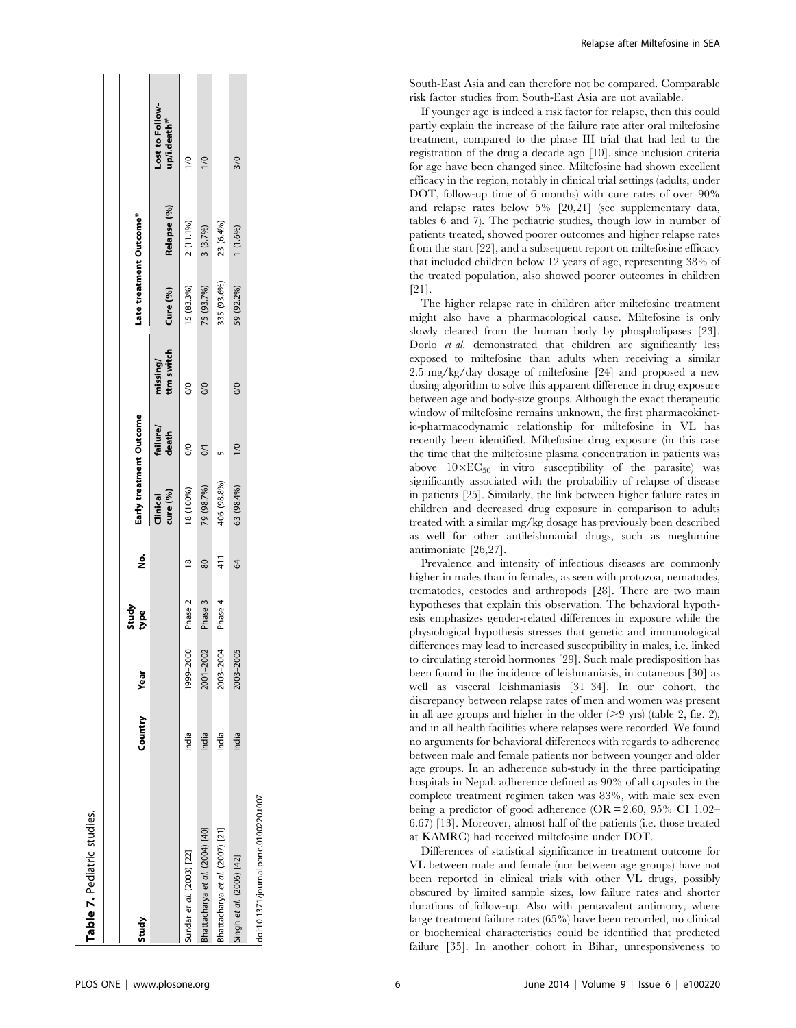**Table 7.** Pediatric studies.

| Study | Country | Year | Study type | No. | Early treatment Outcome | | | Late treatment Outcome* | | |
|---|---|---|---|---|---|---|---|---|---|---|
| | | | | | Clinical cure (%) | failure/ death | missing/ ttm switch | Cure (%) | Relapse (%) | Lost to Follow-up/i.death[#] |
| Sundar *et al.* (2003) [22] | India | 1999–2000 | Phase 2 | 18 | 18 (100%) | 0/0 | 0/0 | 15 (83.3%) | 2 (11.1%) | 1/0 |
| Bhattacharya *et al.* (2004) [40] | India | 2001–2002 | Phase 3 | 80 | 79 (98.7%) | 0/1 | 0/0 | 75 (93.7%) | 3 (3.7%) | 1/0 |
| Bhattacharya *et al.* (2007) [21] | India | 2003–2004 | Phase 4 | 411 | 406 (98.8%) | 5 | | 335 (93.6%) | 23 (6.4%) | |
| Singh *et al.* (2006) [42] | India | 2003–2005 | | 64 | 63 (98.4%) | 1/0 | 0/0 | 59 (92.2%) | 1 (1.6%) | 3/0 |

doi:10.1371/journal.pone.0100220.t007

South-East Asia and can therefore not be compared. Comparable risk factor studies from South-East Asia are not available.

If younger age is indeed a risk factor for relapse, then this could partly explain the increase of the failure rate after oral miltefosine treatment, compared to the phase III trial that had led to the registration of the drug a decade ago [10], since inclusion criteria for age have been changed since. Miltefosine had shown excellent efficacy in the region, notably in clinical trial settings (adults, under DOT, follow-up time of 6 months) with cure rates of over 90% and relapse rates below 5% [20,21] (see supplementary data, tables 6 and 7). The pediatric studies, though low in number of patients treated, showed poorer outcomes and higher relapse rates from the start [22], and a subsequent report on miltefosine efficacy that included children below 12 years of age, representing 38% of the treated population, also showed poorer outcomes in children [21].

The higher relapse rate in children after miltefosine treatment might also have a pharmacological cause. Miltefosine is only slowly cleared from the human body by phospholipases [23]. Dorlo *et al.* demonstrated that children are significantly less exposed to miltefosine than adults when receiving a similar 2.5 mg/kg/day dosage of miltefosine [24] and proposed a new dosing algorithm to solve this apparent difference in drug exposure between age and body-size groups. Although the exact therapeutic window of miltefosine remains unknown, the first pharmacokinetic-pharmacodynamic relationship for miltefosine in VL has recently been identified. Miltefosine drug exposure (in this case the time that the miltefosine plasma concentration in patients was above $10\times EC_{50}$ in vitro susceptibility of the parasite) was significantly associated with the probability of relapse of disease in patients [25]. Similarly, the link between higher failure rates in children and decreased drug exposure in comparison to adults treated with a similar mg/kg dosage has previously been described as well for other antileishmanial drugs, such as meglumine antimoniate [26,27].

Prevalence and intensity of infectious diseases are commonly higher in males than in females, as seen with protozoa, nematodes, trematodes, cestodes and arthropods [28]. There are two main hypotheses that explain this observation. The behavioral hypothesis emphasizes gender-related differences in exposure while the physiological hypothesis stresses that genetic and immunological differences may lead to increased susceptibility in males, i.e. linked to circulating steroid hormones [29]. Such male predisposition has been found in the incidence of leishmaniasis, in cutaneous [30] as well as visceral leishmaniasis [31–34]. In our cohort, the discrepancy between relapse rates of men and women was present in all age groups and higher in the older (>9 yrs) (table 2, fig. 2), and in all health facilities where relapses were recorded. We found no arguments for behavioral differences with regards to adherence between male and female patients nor between younger and older age groups. In an adherence sub-study in the three participating hospitals in Nepal, adherence defined as 90% of all capsules in the complete treatment regimen taken was 83%, with male sex even being a predictor of good adherence (OR = 2.60, 95% CI 1.02–6.67) [13]. Moreover, almost half of the patients (i.e. those treated at KAMRC) had received miltefosine under DOT.

Differences of statistical significance in treatment outcome for VL between male and female (nor between age groups) have not been reported in clinical trials with other VL drugs, possibly obscured by limited sample sizes, low failure rates and shorter durations of follow-up. Also with pentavalent antimony, where large treatment failure rates (65%) have been recorded, no clinical or biochemical characteristics could be identified that predicted failure [35]. In another cohort in Bihar, unresponsiveness to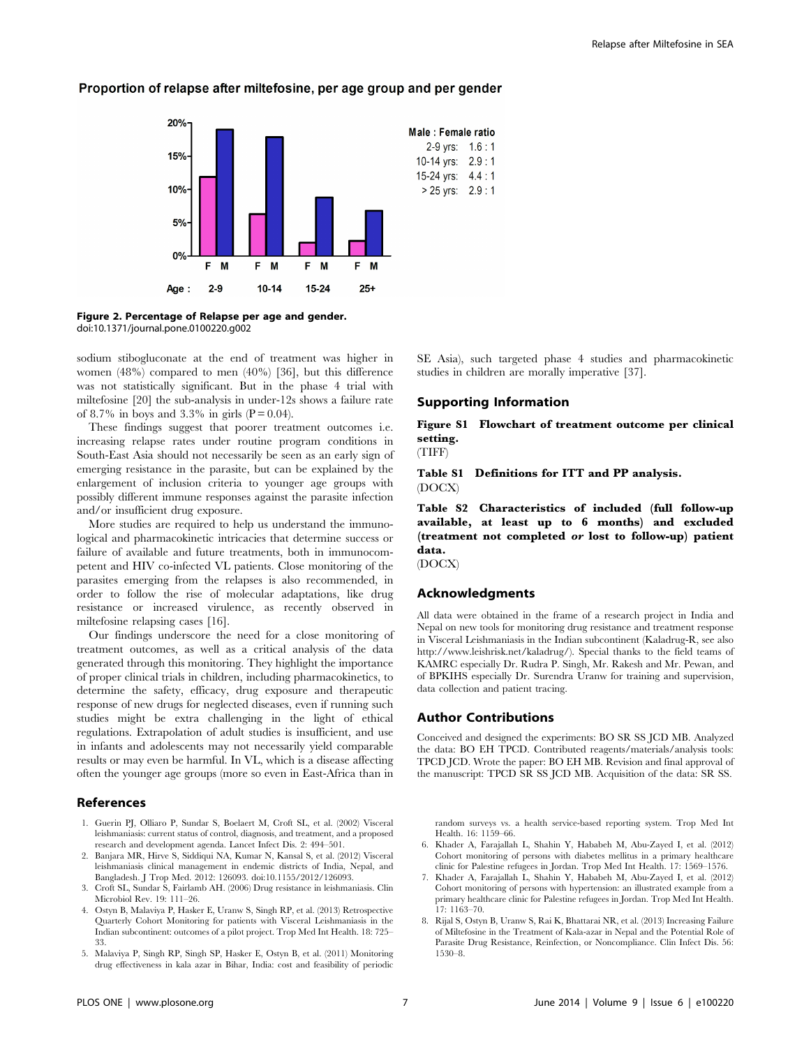Proportion of relapse after miltefosine, per age group and per gender

Male : Female ratio

| Age | Ratio |
| --- | --- |
| 2-9 yrs: | 1.6 : 1 |
| 10-14 yrs: | 2.9 : 1 |
| 15-24 yrs: | 4.4 : 1 |
| > 25 yrs: | 2.9 : 1 |

**Figure 2. Percentage of Relapse per age and gender.**
doi:10.1371/journal.pone.0100220.g002

sodium stibogluconate at the end of treatment was higher in women (48%) compared to men (40%) [36], but this difference was not statistically significant. But in the phase 4 trial with miltefosine [20] the sub-analysis in under-12s shows a failure rate of 8.7% in boys and 3.3% in girls ($P = 0.04$).

These findings suggest that poorer treatment outcomes i.e. increasing relapse rates under routine program conditions in South-East Asia should not necessarily be seen as an early sign of emerging resistance in the parasite, but can be explained by the enlargement of inclusion criteria to younger age groups with possibly different immune responses against the parasite infection and/or insufficient drug exposure.

More studies are required to help us understand the immunological and pharmacokinetic intricacies that determine success or failure of available and future treatments, both in immunocompetent and HIV co-infected VL patients. Close monitoring of the parasites emerging from the relapses is also recommended, in order to follow the rise of molecular adaptations, like drug resistance or increased virulence, as recently observed in miltefosine relapsing cases [16].

Our findings underscore the need for a close monitoring of treatment outcomes, as well as a critical analysis of the data generated through this monitoring. They highlight the importance of proper clinical trials in children, including pharmacokinetics, to determine the safety, efficacy, drug exposure and therapeutic response of new drugs for neglected diseases, even if running such studies might be extra challenging in the light of ethical regulations. Extrapolation of adult studies is insufficient, and use in infants and adolescents may not necessarily yield comparable results or may even be harmful. In VL, which is a disease affecting often the younger age groups (more so even in East-Africa than in SE Asia), such targeted phase 4 studies and pharmacokinetic studies in children are morally imperative [37].

## Supporting Information

**Figure S1 Flowchart of treatment outcome per clinical setting.**
(TIFF)

**Table S1 Definitions for ITT and PP analysis.**
(DOCX)

**Table S2 Characteristics of included (full follow-up available, at least up to 6 months) and excluded (treatment not completed *or* lost to follow-up) patient data.**
(DOCX)

## Acknowledgments

All data were obtained in the frame of a research project in India and Nepal on new tools for monitoring drug resistance and treatment response in Visceral Leishmaniasis in the Indian subcontinent (Kaladrug-R, see also http://www.leishrisk.net/kaladrug/). Special thanks to the field teams of KAMRC especially Dr. Rudra P. Singh, Mr. Rakesh and Mr. Pewan, and of BPKIHS especially Dr. Surendra Uranw for training and supervision, data collection and patient tracing.

## Author Contributions

Conceived and designed the experiments: BO SR SS JCD MB. Analyzed the data: BO EH TPCD. Contributed reagents/materials/analysis tools: TPCD JCD. Wrote the paper: BO EH MB. Revision and final approval of the manuscript: TPCD SR SS JCD MB. Acquisition of the data: SR SS.

## References

1. Guerin PJ, Olliaro P, Sundar S, Boelaert M, Croft SL, et al. (2002) Visceral leishmaniasis: current status of control, diagnosis, and treatment, and a proposed research and development agenda. Lancet Infect Dis. 2: 494–501.
2. Banjara MR, Hirve S, Siddiqui NA, Kumar N, Kansal S, et al. (2012) Visceral leishmaniasis clinical management in endemic districts of India, Nepal, and Bangladesh. J Trop Med. 2012: 126093. doi:10.1155/2012/126093.
3. Croft SL, Sundar S, Fairlamb AH. (2006) Drug resistance in leishmaniasis. Clin Microbiol Rev. 19: 111–26.
4. Ostyn B, Malaviya P, Hasker E, Uranw S, Singh RP, et al. (2013) Retrospective Quarterly Cohort Monitoring for patients with Visceral Leishmaniasis in the Indian subcontinent: outcomes of a pilot project. Trop Med Int Health. 18: 725–33.
5. Malaviya P, Singh RP, Singh SP, Hasker E, Ostyn B, et al. (2011) Monitoring drug effectiveness in kala azar in Bihar, India: cost and feasibility of periodic random surveys vs. a health service-based reporting system. Trop Med Int Health. 16: 1159–66.
6. Khader A, Farajallah L, Shahin Y, Hababeh M, Abu-Zayed I, et al. (2012) Cohort monitoring of persons with diabetes mellitus in a primary healthcare clinic for Palestine refugees in Jordan. Trop Med Int Health. 17: 1569–1576.
7. Khader A, Farajallah L, Shahin Y, Hababeh M, Abu-Zayed I, et al. (2012) Cohort monitoring of persons with hypertension: an illustrated example from a primary healthcare clinic for Palestine refugees in Jordan. Trop Med Int Health. 17: 1163–70.
8. Rijal S, Ostyn B, Uranw S, Rai K, Bhattarai NR, et al. (2013) Increasing Failure of Miltefosine in the Treatment of Kala-azar in Nepal and the Potential Role of Parasite Drug Resistance, Reinfection, or Noncompliance. Clin Infect Dis. 56: 1530–8.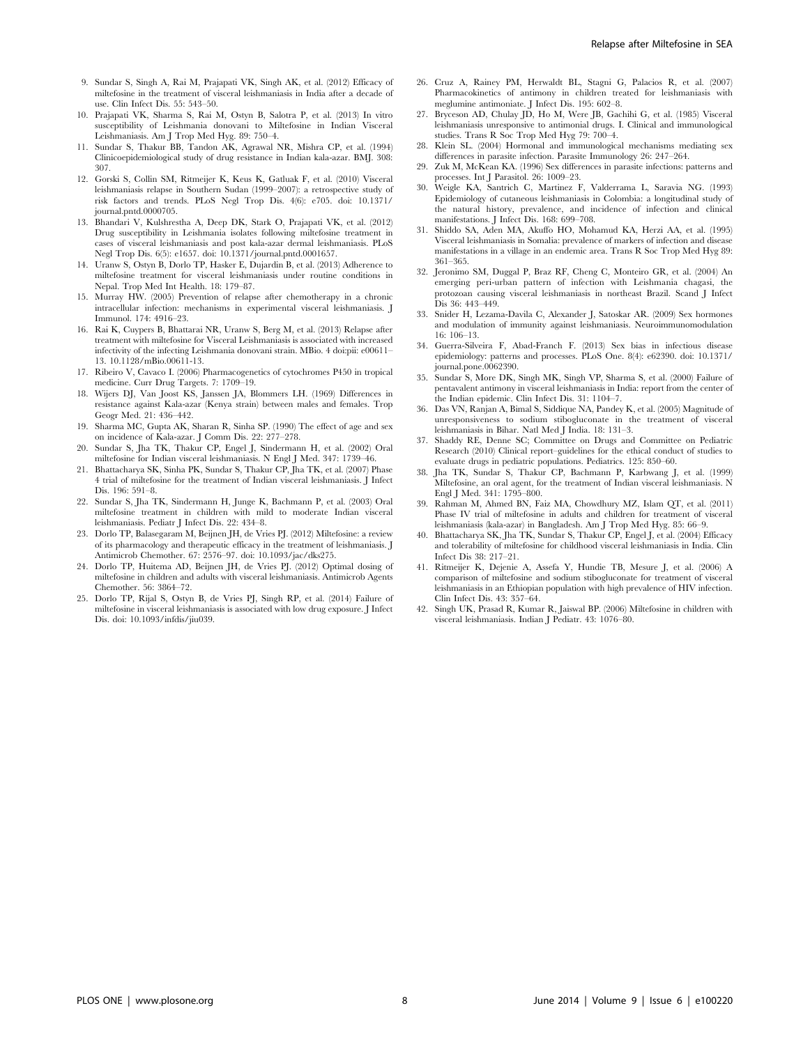9. Sundar S, Singh A, Rai M, Prajapati VK, Singh AK, et al. (2012) Efficacy of miltefosine in the treatment of visceral leishmaniasis in India after a decade of use. Clin Infect Dis. 55: 543–50.
10. Prajapati VK, Sharma S, Rai M, Ostyn B, Salotra P, et al. (2013) In vitro susceptibility of Leishmania donovani to Miltefosine in Indian Visceral Leishmaniasis. Am J Trop Med Hyg. 89: 750–4.
11. Sundar S, Thakur BB, Tandon AK, Agrawal NR, Mishra CP, et al. (1994) Clinicoepidemiological study of drug resistance in Indian kala-azar. BMJ. 308: 307.
12. Gorski S, Collin SM, Ritmeijer K, Keus K, Gatluak F, et al. (2010) Visceral leishmaniasis relapse in Southern Sudan (1999–2007): a retrospective study of risk factors and trends. PLoS Negl Trop Dis. 4(6): e705. doi: 10.1371/journal.pntd.0000705.
13. Bhandari V, Kulshrestha A, Deep DK, Stark O, Prajapati VK, et al. (2012) Drug susceptibility in Leishmania isolates following miltefosine treatment in cases of visceral leishmaniasis and post kala-azar dermal leishmaniasis. PLoS Negl Trop Dis. 6(5): e1657. doi: 10.1371/journal.pntd.0001657.
14. Uranw S, Ostyn B, Dorlo TP, Hasker E, Dujardin B, et al. (2013) Adherence to miltefosine treatment for visceral leishmaniasis under routine conditions in Nepal. Trop Med Int Health. 18: 179–87.
15. Murray HW. (2005) Prevention of relapse after chemotherapy in a chronic intracellular infection: mechanisms in experimental visceral leishmaniasis. J Immunol. 174: 4916–23.
16. Rai K, Cuypers B, Bhattarai NR, Uranw S, Berg M, et al. (2013) Relapse after treatment with miltefosine for Visceral Leishmaniasis is associated with increased infectivity of the infecting Leishmania donovani strain. MBio. 4 doi:pii: e00611–13. 10.1128/mBio.00611-13.
17. Ribeiro V, Cavaco I. (2006) Pharmacogenetics of cytochromes P450 in tropical medicine. Curr Drug Targets. 7: 1709–19.
18. Wijers DJ, Van Joost KS, Janssen JA, Blommers LH. (1969) Differences in resistance against Kala-azar (Kenya strain) between males and females. Trop Geogr Med. 21: 436–442.
19. Sharma MC, Gupta AK, Sharan R, Sinha SP. (1990) The effect of age and sex on incidence of Kala-azar. J Comm Dis. 22: 277–278.
20. Sundar S, Jha TK, Thakur CP, Engel J, Sindermann H, et al. (2002) Oral miltefosine for Indian visceral leishmaniasis. N Engl J Med. 347: 1739–46.
21. Bhattacharya SK, Sinha PK, Sundar S, Thakur CP, Jha TK, et al. (2007) Phase 4 trial of miltefosine for the treatment of Indian visceral leishmaniasis. J Infect Dis. 196: 591–8.
22. Sundar S, Jha TK, Sindermann H, Junge K, Bachmann P, et al. (2003) Oral miltefosine treatment in children with mild to moderate Indian visceral leishmaniasis. Pediatr J Infect Dis. 22: 434–8.
23. Dorlo TP, Balasegaram M, Beijnen JH, de Vries PJ. (2012) Miltefosine: a review of its pharmacology and therapeutic efficacy in the treatment of leishmaniasis. J Antimicrob Chemother. 67: 2576–97. doi: 10.1093/jac/dks275.
24. Dorlo TP, Huitema AD, Beijnen JH, de Vries PJ. (2012) Optimal dosing of miltefosine in children and adults with visceral leishmaniasis. Antimicrob Agents Chemother. 56: 3864–72.
25. Dorlo TP, Rijal S, Ostyn B, de Vries PJ, Singh RP, et al. (2014) Failure of miltefosine in visceral leishmaniasis is associated with low drug exposure. J Infect Dis. doi: 10.1093/infdis/jiu039.
26. Cruz A, Rainey PM, Herwaldt BL, Stagni G, Palacios R, et al. (2007) Pharmacokinetics of antimony in children treated for leishmaniasis with meglumine antimoniate. J Infect Dis. 195: 602–8.
27. Bryceson AD, Chulay JD, Ho M, Were JB, Gachihi G, et al. (1985) Visceral leishmaniasis unresponsive to antimonial drugs. I. Clinical and immunological studies. Trans R Soc Trop Med Hyg 79: 700–4.
28. Klein SL. (2004) Hormonal and immunological mechanisms mediating sex differences in parasite infection. Parasite Immunology 26: 247–264.
29. Zuk M, McKean KA. (1996) Sex differences in parasite infections: patterns and processes. Int J Parasitol. 26: 1009–23.
30. Weigle KA, Santrich C, Martinez F, Valderrama L, Saravia NG. (1993) Epidemiology of cutaneous leishmaniasis in Colombia: a longitudinal study of the natural history, prevalence, and incidence of infection and clinical manifestations. J Infect Dis. 168: 699–708.
31. Shiddo SA, Aden MA, Akuffo HO, Mohamud KA, Herzi AA, et al. (1995) Visceral leishmaniasis in Somalia: prevalence of markers of infection and disease manifestations in a village in an endemic area. Trans R Soc Trop Med Hyg 89: 361–365.
32. Jeronimo SM, Duggal P, Braz RF, Cheng C, Monteiro GR, et al. (2004) An emerging peri-urban pattern of infection with Leishmania chagasi, the protozoan causing visceral leishmaniasis in northeast Brazil. Scand J Infect Dis 36: 443–449.
33. Snider H, Lezama-Davila C, Alexander J, Satoskar AR. (2009) Sex hormones and modulation of immunity against leishmaniasis. Neuroimmunomodulation 16: 106–13.
34. Guerra-Silveira F, Abad-Franch F. (2013) Sex bias in infectious disease epidemiology: patterns and processes. PLoS One. 8(4): e62390. doi: 10.1371/journal.pone.0062390.
35. Sundar S, More DK, Singh MK, Singh VP, Sharma S, et al. (2000) Failure of pentavalent antimony in visceral leishmaniasis in India: report from the center of the Indian epidemic. Clin Infect Dis. 31: 1104–7.
36. Das VN, Ranjan A, Bimal S, Siddique NA, Pandey K, et al. (2005) Magnitude of unresponsiveness to sodium stibogluconate in the treatment of visceral leishmaniasis in Bihar. Natl Med J India. 18: 131–3.
37. Shaddy RE, Denne SC; Committee on Drugs and Committee on Pediatric Research (2010) Clinical report–guidelines for the ethical conduct of studies to evaluate drugs in pediatric populations. Pediatrics. 125: 850–60.
38. Jha TK, Sundar S, Thakur CP, Bachmann P, Karbwang J, et al. (1999) Miltefosine, an oral agent, for the treatment of Indian visceral leishmaniasis. N Engl J Med. 341: 1795–800.
39. Rahman M, Ahmed BN, Faiz MA, Chowdhury MZ, Islam QT, et al. (2011) Phase IV trial of miltefosine in adults and children for treatment of visceral leishmaniasis (kala-azar) in Bangladesh. Am J Trop Med Hyg. 85: 66–9.
40. Bhattacharya SK, Jha TK, Sundar S, Thakur CP, Engel J, et al. (2004) Efficacy and tolerability of miltefosine for childhood visceral leishmaniasis in India. Clin Infect Dis 38: 217–21.
41. Ritmeijer K, Dejenie A, Assefa Y, Hundie TB, Mesure J, et al. (2006) A comparison of miltefosine and sodium stibogluconate for treatment of visceral leishmaniasis in an Ethiopian population with high prevalence of HIV infection. Clin Infect Dis. 43: 357–64.
42. Singh UK, Prasad R, Kumar R, Jaiswal BP. (2006) Miltefosine in children with visceral leishmaniasis. Indian J Pediatr. 43: 1076–80.